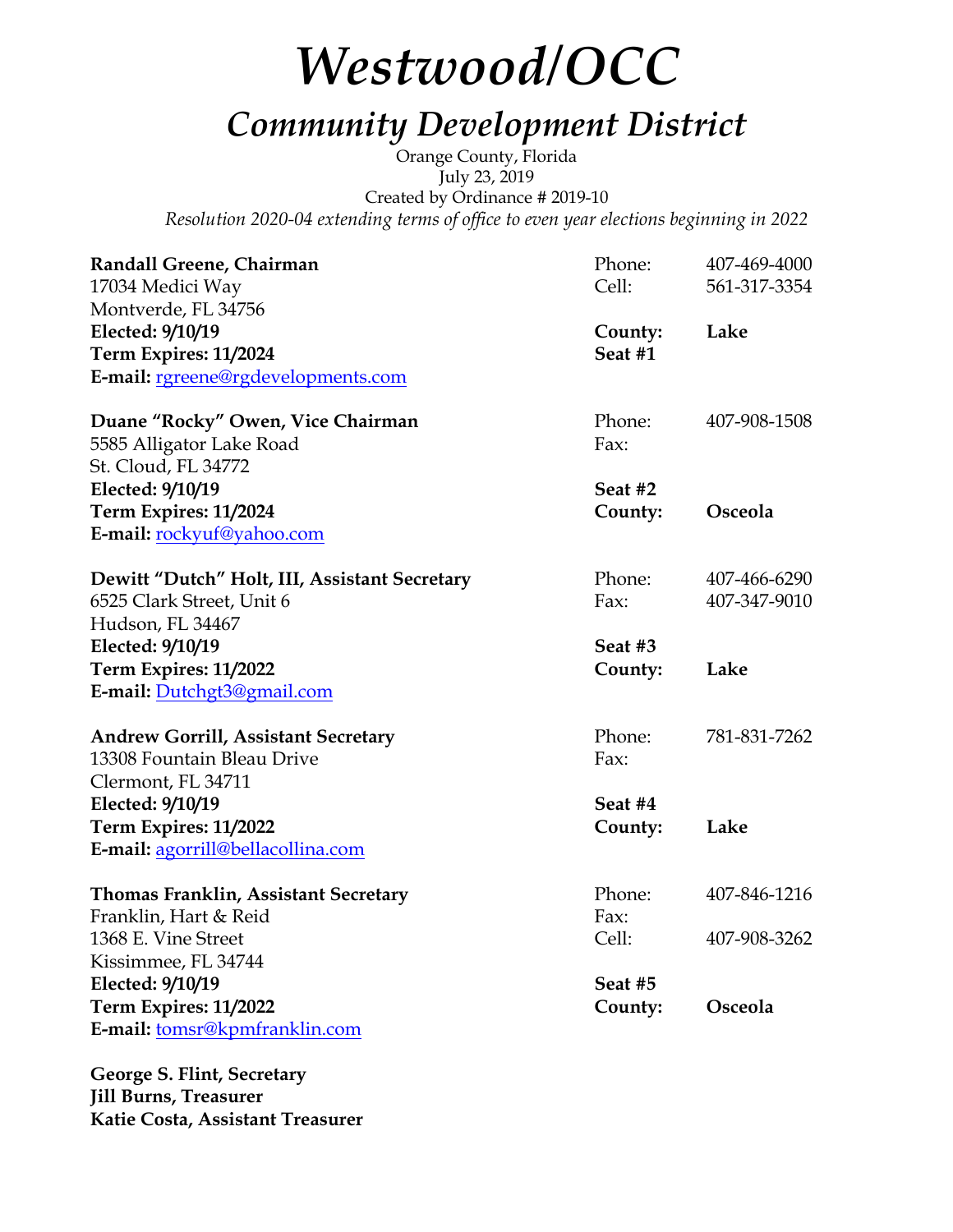# *Westwood/OCC*

## *Community Development District*

Orange County, Florida
July 23, 2019
Created by Ordinance # 2019-10
*Resolution 2020-04 extending terms of office to even year elections beginning in 2022*

**Randall Greene, Chairman**
17034 Medici Way
Montverde, FL 34756
**Elected: 9/10/19**
**Term Expires: 11/2024**
**E-mail:** rgreene@rgdevelopments.com

Phone: 407-469-4000
Cell: 561-317-3354
**County: Lake**
**Seat #1**

**Duane "Rocky" Owen, Vice Chairman**
5585 Alligator Lake Road
St. Cloud, FL 34772
**Elected: 9/10/19**
**Term Expires: 11/2024**
**E-mail:** rockyuf@yahoo.com

Phone: 407-908-1508
Fax:
**Seat #2**
**County: Osceola**

**Dewitt "Dutch" Holt, III, Assistant Secretary**
6525 Clark Street, Unit 6
Hudson, FL 34467
**Elected: 9/10/19**
**Term Expires: 11/2022**
**E-mail:** Dutchgt3@gmail.com

Phone: 407-466-6290
Fax: 407-347-9010
**Seat #3**
**County: Lake**

**Andrew Gorrill, Assistant Secretary**
13308 Fountain Bleau Drive
Clermont, FL 34711
**Elected: 9/10/19**
**Term Expires: 11/2022**
**E-mail:** agorrill@bellacollina.com

Phone: 781-831-7262
Fax:
**Seat #4**
**County: Lake**

**Thomas Franklin, Assistant Secretary**
Franklin, Hart & Reid
1368 E. Vine Street
Kissimmee, FL 34744
**Elected: 9/10/19**
**Term Expires: 11/2022**
**E-mail:** tomsr@kpmfranklin.com

Phone: 407-846-1216
Fax:
Cell: 407-908-3262
**Seat #5**
**County: Osceola**

**George S. Flint, Secretary**
**Jill Burns, Treasurer**
**Katie Costa, Assistant Treasurer**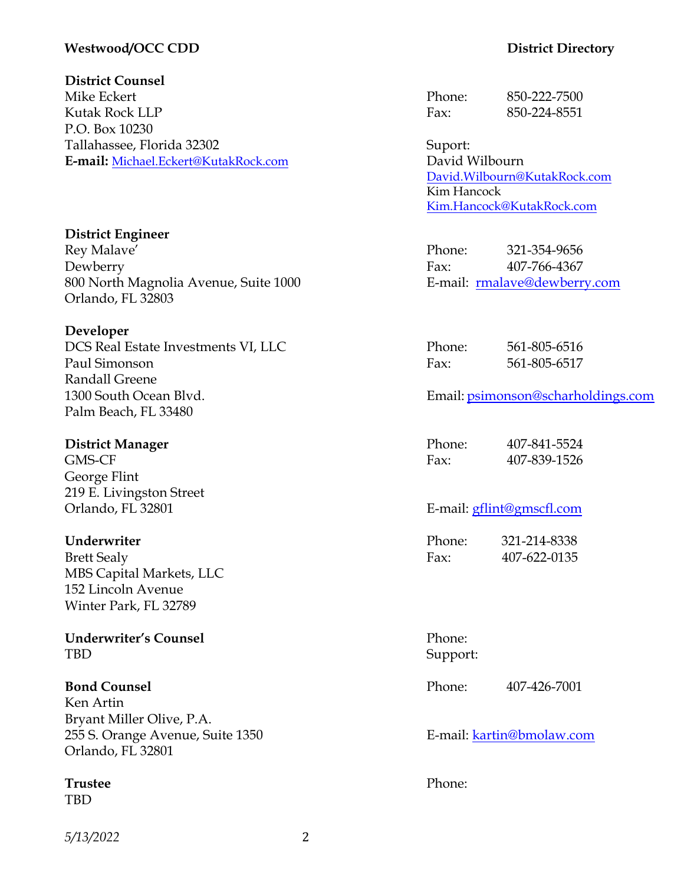## District Directory

### District Counsel

Mike Eckert
Kutak Rock LLP
P.O. Box 10230
Tallahassee, Florida 32302
**E-mail:** Michael.Eckert@KutakRock.com

Phone: 850-222-7500
Fax: 850-224-8551

Suport:
David Wilbourn
David.Wilbourn@KutakRock.com
Kim Hancock
Kim.Hancock@KutakRock.com

### District Engineer

Rey Malave'
Dewberry
800 North Magnolia Avenue, Suite 1000
Orlando, FL 32803

Phone: 321-354-9656
Fax: 407-766-4367
E-mail: rmalave@dewberry.com

### Developer

DCS Real Estate Investments VI, LLC
Paul Simonson
Randall Greene
1300 South Ocean Blvd.
Palm Beach, FL 33480

Phone: 561-805-6516
Fax: 561-805-6517
Email: psimonson@scharholdings.com

### District Manager

GMS-CF
George Flint
219 E. Livingston Street
Orlando, FL 32801

Phone: 407-841-5524
Fax: 407-839-1526
E-mail: gflint@gmscfl.com

### Underwriter

Brett Sealy
MBS Capital Markets, LLC
152 Lincoln Avenue
Winter Park, FL 32789

Phone: 321-214-8338
Fax: 407-622-0135

### Underwriter's Counsel

TBD

Phone:
Support:

### Bond Counsel

Ken Artin
Bryant Miller Olive, P.A.
255 S. Orange Avenue, Suite 1350
Orlando, FL 32801

Phone: 407-426-7001
E-mail: kartin@bmolaw.com

### Trustee

TBD

Phone:

*5/13/2022*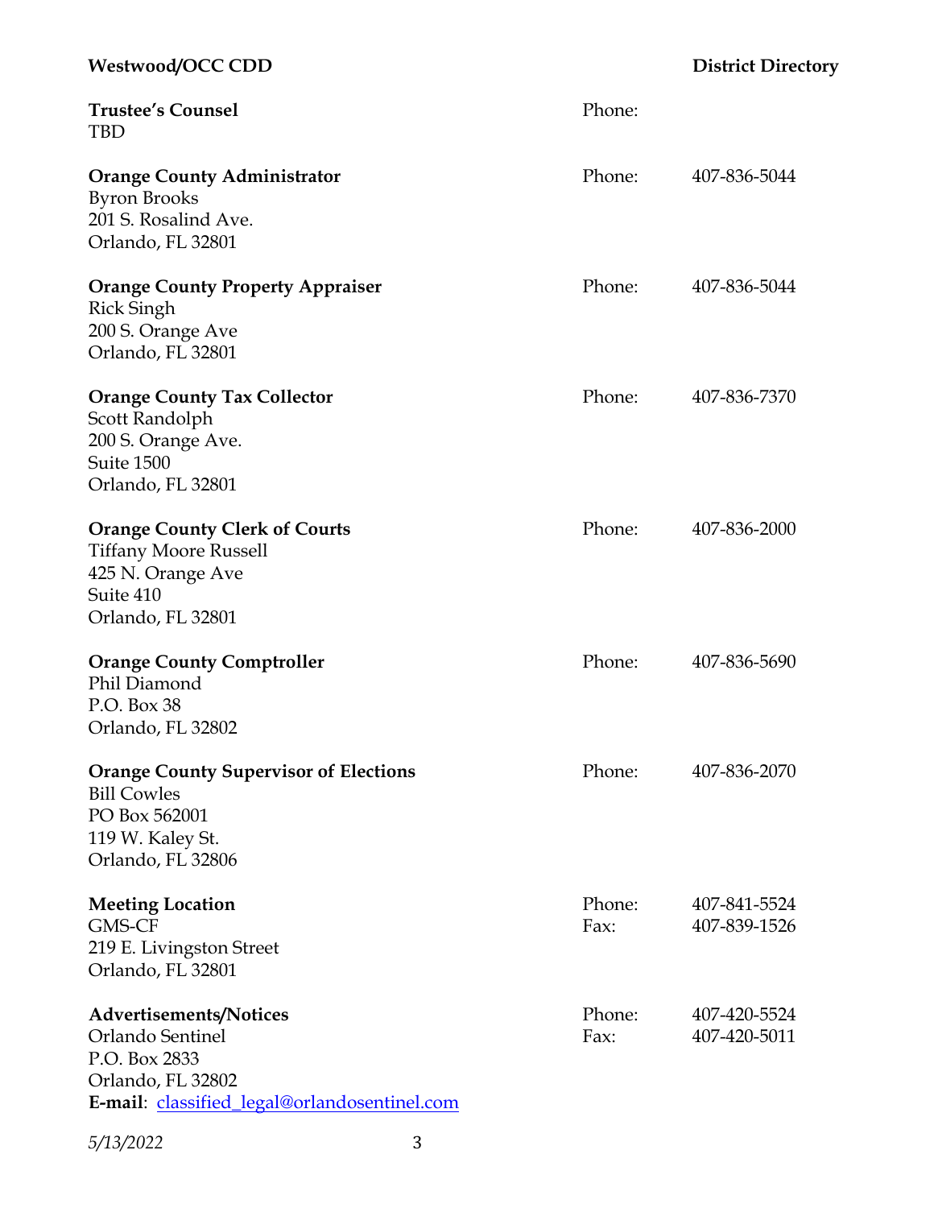**Trustee's Counsel**
TBD

Phone:

**Orange County Administrator**
Byron Brooks
201 S. Rosalind Ave.
Orlando, FL 32801

Phone: 407-836-5044

**Orange County Property Appraiser**
Rick Singh
200 S. Orange Ave
Orlando, FL 32801

Phone: 407-836-5044

**Orange County Tax Collector**
Scott Randolph
200 S. Orange Ave.
Suite 1500
Orlando, FL 32801

Phone: 407-836-7370

**Orange County Clerk of Courts**
Tiffany Moore Russell
425 N. Orange Ave
Suite 410
Orlando, FL 32801

Phone: 407-836-2000

**Orange County Comptroller**
Phil Diamond
P.O. Box 38
Orlando, FL 32802

Phone: 407-836-5690

**Orange County Supervisor of Elections**
Bill Cowles
PO Box 562001
119 W. Kaley St.
Orlando, FL 32806

Phone: 407-836-2070

**Meeting Location**
GMS-CF
219 E. Livingston Street
Orlando, FL 32801

Phone: 407-841-5524
Fax: 407-839-1526

**Advertisements/Notices**
Orlando Sentinel
P.O. Box 2833
Orlando, FL 32802
**E-mail**: classified_legal@orlandosentinel.com

Phone: 407-420-5524
Fax: 407-420-5011